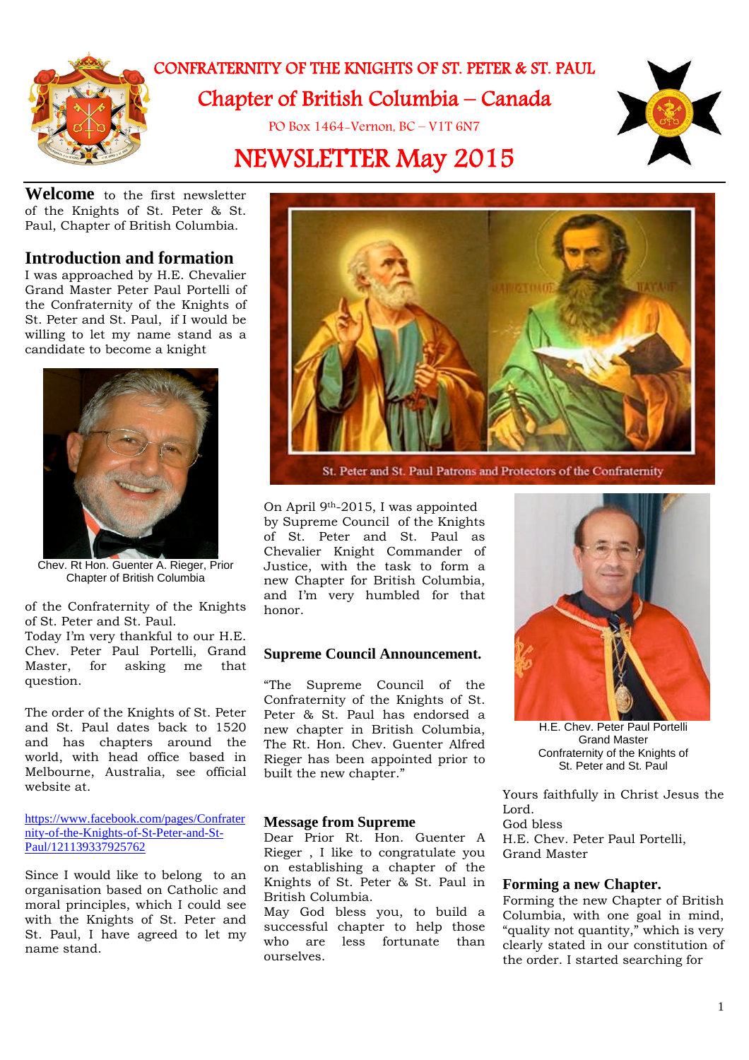# CONFRATERNITY OF THE KNIGHTS OF ST. PETER & ST. PAUL

## Chapter of British Columbia – Canada

PO Box 1464-Vernon, BC – V1T 6N7

# NEWSLETTER May 2015

**Welcome** to the first newsletter of the Knights of St. Peter & St. Paul, Chapter of British Columbia.

## Introduction and formation

I was approached by H.E. Chevalier Grand Master Peter Paul Portelli of the Confraternity of the Knights of St. Peter and St. Paul, if I would be willing to let my name stand as a candidate to become a knight

Chev. Rt Hon. Guenter A. Rieger, Prior Chapter of British Columbia

of the Confraternity of the Knights of St. Peter and St. Paul.
Today I'm very thankful to our H.E. Chev. Peter Paul Portelli, Grand Master, for asking me that question.

The order of the Knights of St. Peter and St. Paul dates back to 1520 and has chapters around the world, with head office based in Melbourne, Australia, see official website at.

https://www.facebook.com/pages/Confraternity-of-the-Knights-of-St-Peter-and-St-Paul/121139337925762

Since I would like to belong to an organisation based on Catholic and moral principles, which I could see with the Knights of St. Peter and St. Paul, I have agreed to let my name stand.

St. Peter and St. Paul Patrons and Protectors of the Confraternity

On April 9th-2015, I was appointed by Supreme Council of the Knights of St. Peter and St. Paul as Chevalier Knight Commander of Justice, with the task to form a new Chapter for British Columbia, and I'm very humbled for that honor.

## Supreme Council Announcement.

"The Supreme Council of the Confraternity of the Knights of St. Peter & St. Paul has endorsed a new chapter in British Columbia, The Rt. Hon. Chev. Guenter Alfred Rieger has been appointed prior to built the new chapter."

## Message from Supreme

Dear Prior Rt. Hon. Guenter A Rieger , I like to congratulate you on establishing a chapter of the Knights of St. Peter & St. Paul in British Columbia.
May God bless you, to build a successful chapter to help those who are less fortunate than ourselves.

H.E. Chev. Peter Paul Portelli
Grand Master
Confraternity of the Knights of St. Peter and St. Paul

Yours faithfully in Christ Jesus the Lord.
God bless
H.E. Chev. Peter Paul Portelli,
Grand Master

## Forming a new Chapter.

Forming the new Chapter of British Columbia, with one goal in mind, "quality not quantity," which is very clearly stated in our constitution of the order. I started searching for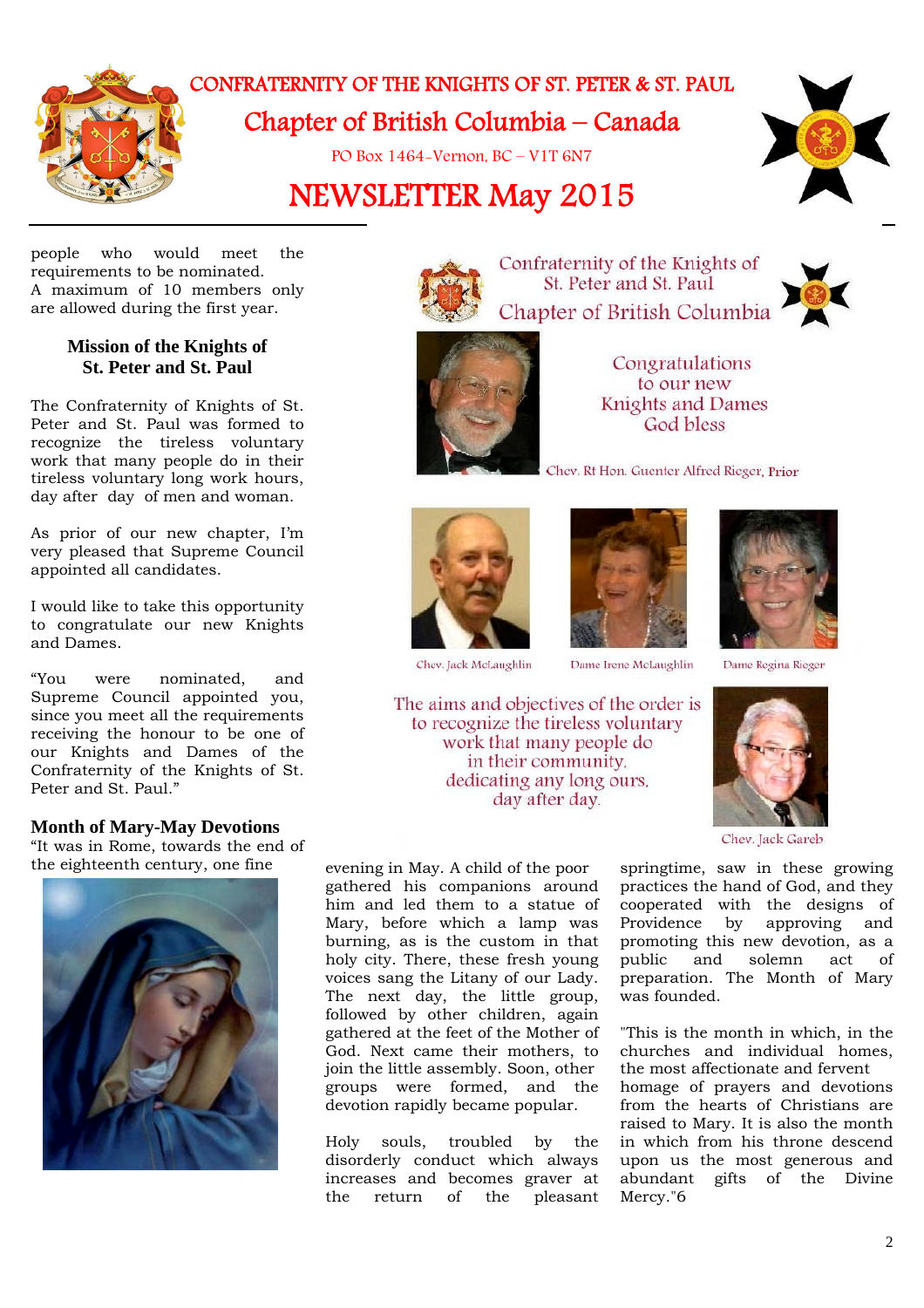# CONFRATERNITY OF THE KNIGHTS OF ST. PETER & ST. PAUL

## Chapter of British Columbia – Canada

PO Box 1464–Vernon, BC – V1T 6N7

# NEWSLETTER May 2015

people who would meet the requirements to be nominated. A maximum of 10 members only are allowed during the first year.

### Mission of the Knights of St. Peter and St. Paul

The Confraternity of Knights of St. Peter and St. Paul was formed to recognize the tireless voluntary work that many people do in their tireless voluntary long work hours, day after day of men and woman.

As prior of our new chapter, I'm very pleased that Supreme Council appointed all candidates.

I would like to take this opportunity to congratulate our new Knights and Dames.

"You were nominated, and Supreme Council appointed you, since you meet all the requirements receiving the honour to be one of our Knights and Dames of the Confraternity of the Knights of St. Peter and St. Paul."

Confraternity of the Knights of St. Peter and St. Paul
Chapter of British Columbia

Congratulations
to our new
Knights and Dames
God bless

Chev. Rt Hon. Guenter Alfred Rieger, Prior

Chev. Jack McLaughlin

Dame Irene McLaughlin

Dame Regina Rieger

The aims and objectives of the order is to recognize the tireless voluntary work that many people do in their community, dedicating any long ours, day after day.

Chev. Jack Gareb

### Month of Mary-May Devotions

"It was in Rome, towards the end of the eighteenth century, one fine evening in May. A child of the poor gathered his companions around him and led them to a statue of Mary, before which a lamp was burning, as is the custom in that holy city. There, these fresh young voices sang the Litany of our Lady. The next day, the little group, followed by other children, again gathered at the feet of the Mother of God. Next came their mothers, to join the little assembly. Soon, other groups were formed, and the devotion rapidly became popular.

Holy souls, troubled by the disorderly conduct which always increases and becomes graver at the return of the pleasant springtime, saw in these growing practices the hand of God, and they cooperated with the designs of Providence by approving and promoting this new devotion, as a public and solemn act of preparation. The Month of Mary was founded.

"This is the month in which, in the churches and individual homes, the most affectionate and fervent homage of prayers and devotions from the hearts of Christians are raised to Mary. It is also the month in which from his throne descend upon us the most generous and abundant gifts of the Divine Mercy."6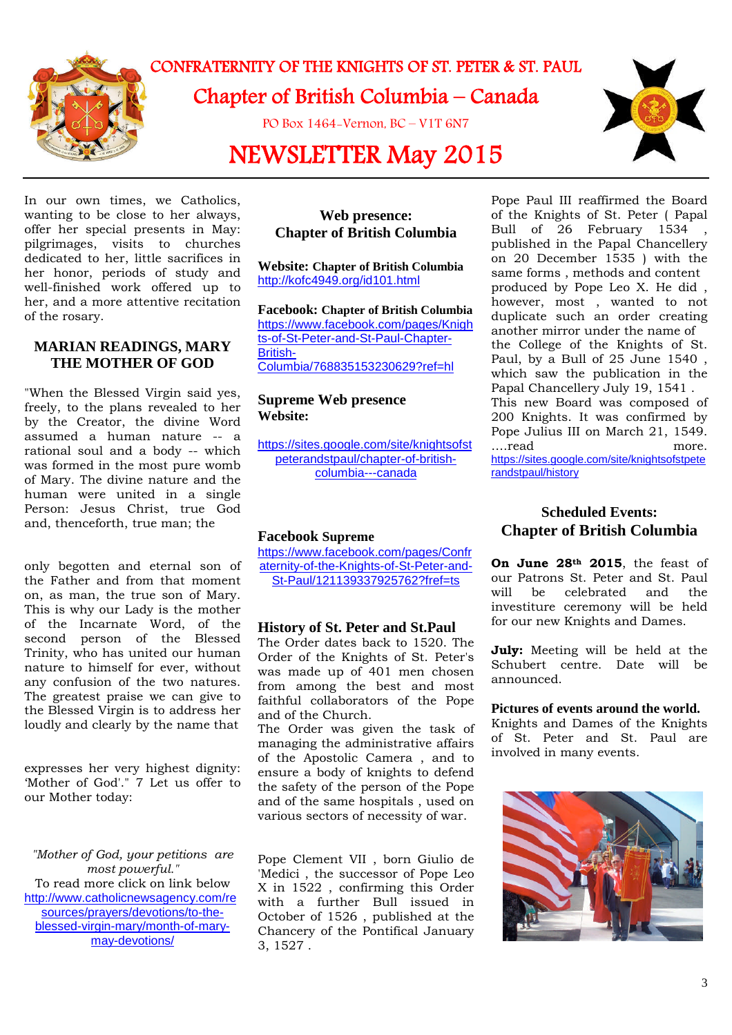# CONFRATERNITY OF THE KNIGHTS OF ST. PETER & ST. PAUL

## Chapter of British Columbia – Canada

PO Box 1464-Vernon, BC – V1T 6N7

# NEWSLETTER May 2015

In our own times, we Catholics, wanting to be close to her always, offer her special presents in May: pilgrimages, visits to churches dedicated to her, little sacrifices in her honor, periods of study and well-finished work offered up to her, and a more attentive recitation of the rosary.

## MARIAN READINGS, MARY THE MOTHER OF GOD

"When the Blessed Virgin said yes, freely, to the plans revealed to her by the Creator, the divine Word assumed a human nature -- a rational soul and a body -- which was formed in the most pure womb of Mary. The divine nature and the human were united in a single Person: Jesus Christ, true God and, thenceforth, true man; the

only begotten and eternal son of the Father and from that moment on, as man, the true son of Mary. This is why our Lady is the mother of the Incarnate Word, of the second person of the Blessed Trinity, who has united our human nature to himself for ever, without any confusion of the two natures. The greatest praise we can give to the Blessed Virgin is to address her loudly and clearly by the name that

expresses her very highest dignity: 'Mother of God'." 7 Let us offer to our Mother today:

*"Mother of God, your petitions are most powerful."*

To read more click on link below
http://www.catholicnewsagency.com/resources/prayers/devotions/to-the-blessed-virgin-mary/month-of-mary-may-devotions/

## Web presence: Chapter of British Columbia

**Website: Chapter of British Columbia**
http://kofc4949.org/id101.html

**Facebook: Chapter of British Columbia**
https://www.facebook.com/pages/Knights-of-St-Peter-and-St-Paul-Chapter-British-Columbia/768835153230629?ref=hl

**Supreme Web presence Website:**

https://sites.google.com/site/knightsofstpeterandstpaul/chapter-of-british-columbia---canada

**Facebook Supreme**
https://www.facebook.com/pages/Confraternity-of-the-Knights-of-St-Peter-and-St-Paul/121139337925762?fref=ts

## History of St. Peter and St.Paul

The Order dates back to 1520. The Order of the Knights of St. Peter's was made up of 401 men chosen from among the best and most faithful collaborators of the Pope and of the Church.
The Order was given the task of managing the administrative affairs of the Apostolic Camera , and to ensure a body of knights to defend the safety of the person of the Pope and of the same hospitals , used on various sectors of necessity of war.

Pope Clement VII , born Giulio de 'Medici , the successor of Pope Leo X in 1522 , confirming this Order with a further Bull issued in October of 1526 , published at the Chancery of the Pontifical January 3, 1527 .

Pope Paul III reaffirmed the Board of the Knights of St. Peter ( Papal Bull of 26 February 1534 , published in the Papal Chancellery on 20 December 1535 ) with the same forms , methods and content produced by Pope Leo X. He did , however, most , wanted to not duplicate such an order creating another mirror under the name of the College of the Knights of St. Paul, by a Bull of 25 June 1540 , which saw the publication in the Papal Chancellery July 19, 1541 . This new Board was composed of 200 Knights. It was confirmed by Pope Julius III on March 21, 1549.
….read more.
https://sites.google.com/site/knightsofstpeterandstpaul/history

## Scheduled Events: Chapter of British Columbia

**On June 28th 2015**, the feast of our Patrons St. Peter and St. Paul will be celebrated and the investiture ceremony will be held for our new Knights and Dames.

**July:** Meeting will be held at the Schubert centre. Date will be announced.

**Pictures of events around the world.**
Knights and Dames of the Knights of St. Peter and St. Paul are involved in many events.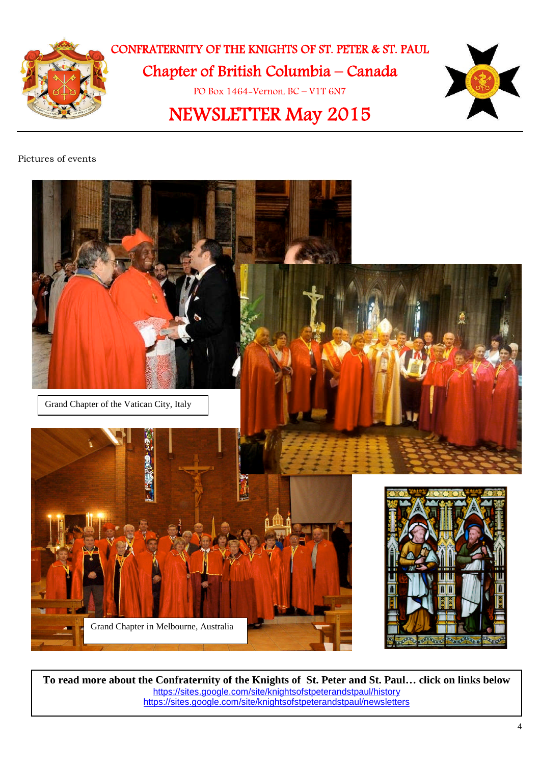# CONFRATERNITY OF THE KNIGHTS OF ST. PETER & ST. PAUL

## Chapter of British Columbia – Canada

PO Box 1464-Vernon, BC – V1T 6N7

# NEWSLETTER May 2015

Pictures of events

Grand Chapter of the Vatican City, Italy

Grand Chapter in Melbourne, Australia

**To read more about the Confraternity of the Knights of St. Peter and St. Paul… click on links below**

https://sites.google.com/site/knightsofstpeterandstpaul/history

https://sites.google.com/site/knightsofstpeterandstpaul/newsletters